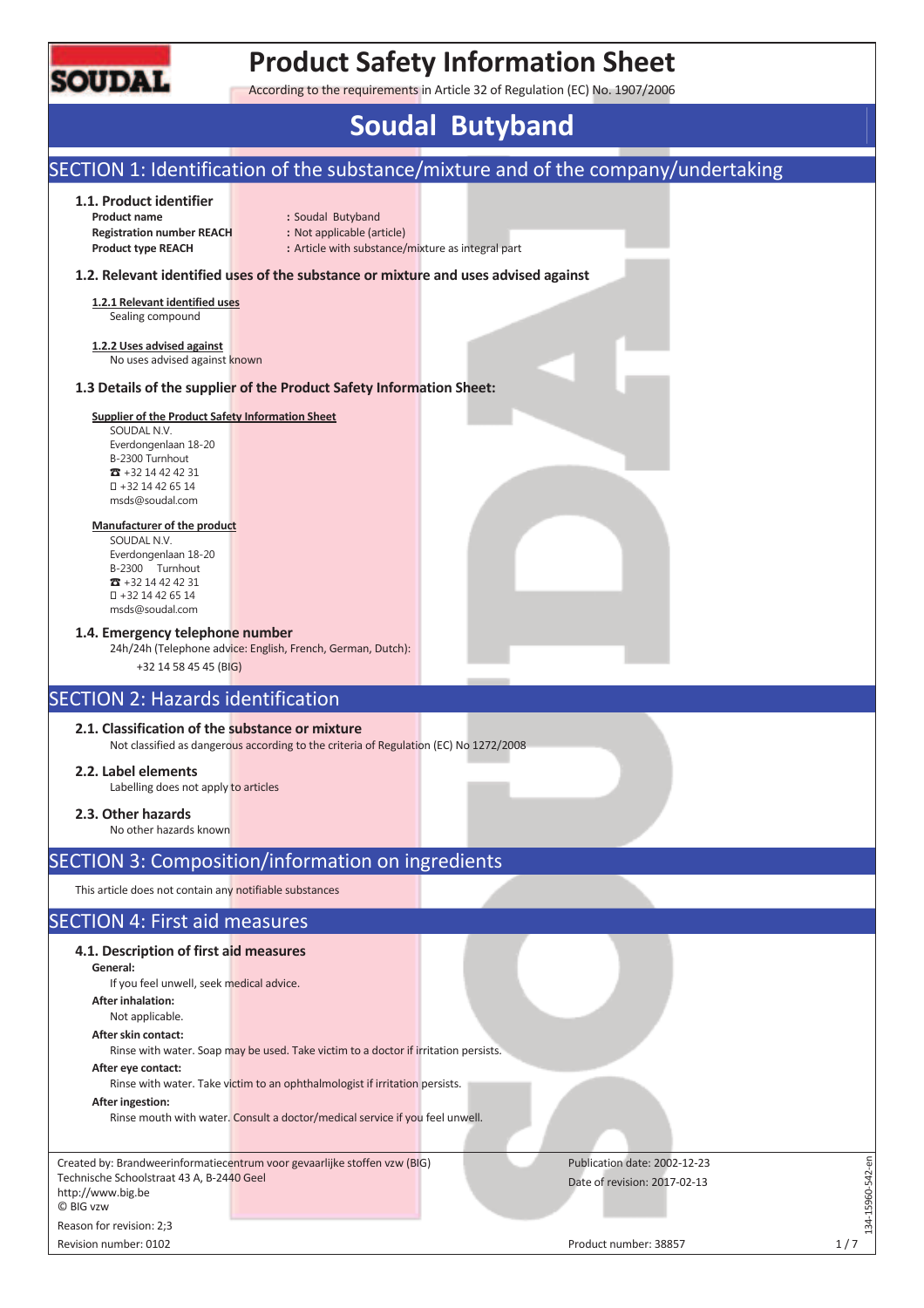# Product Safety Information Sheet

According to the requirements in Article 32 of Regulation (EC) No. 1907/2006

# Soudal Butyband

## SECTION 1: Identification of the substance/mixture and of the company/undertaking

### 1.1. Product identifier

**Product name** : Soudal Butyband
**Registration number REACH** : Not applicable (article)
**Product type REACH** : Article with substance/mixture as integral part

### 1.2. Relevant identified uses of the substance or mixture and uses advised against

**1.2.1 Relevant identified uses**
Sealing compound

**1.2.2 Uses advised against**
No uses advised against known

### 1.3 Details of the supplier of the Product Safety Information Sheet:

**Supplier of the Product Safety Information Sheet**
SOUDAL N.V.
Everdongenlaan 18-20
B-2300 Turnhout
☎ +32 14 42 42 31
+32 14 42 65 14
msds@soudal.com

**Manufacturer of the product**
SOUDAL N.V.
Everdongenlaan 18-20
B-2300 Turnhout
☎ +32 14 42 42 31
+32 14 42 65 14
msds@soudal.com

### 1.4. Emergency telephone number

24h/24h (Telephone advice: English, French, German, Dutch):
+32 14 58 45 45 (BIG)

## SECTION 2: Hazards identification

### 2.1. Classification of the substance or mixture

Not classified as dangerous according to the criteria of Regulation (EC) No 1272/2008

### 2.2. Label elements

Labelling does not apply to articles

### 2.3. Other hazards

No other hazards known

## SECTION 3: Composition/information on ingredients

This article does not contain any notifiable substances

## SECTION 4: First aid measures

### 4.1. Description of first aid measures

**General:**
If you feel unwell, seek medical advice.

**After inhalation:**
Not applicable.

**After skin contact:**
Rinse with water. Soap may be used. Take victim to a doctor if irritation persists.

**After eye contact:**
Rinse with water. Take victim to an ophthalmologist if irritation persists.

**After ingestion:**
Rinse mouth with water. Consult a doctor/medical service if you feel unwell.

Created by: Brandweerinformatiecentrum voor gevaarlijke stoffen vzw (BIG)
Technische Schoolstraat 43 A, B-2440 Geel
http://www.big.be
© BIG vzw

Publication date: 2002-12-23
Date of revision: 2017-02-13

Reason for revision: 2;3
Revision number: 0102
Product number: 38857

134-15960-542-en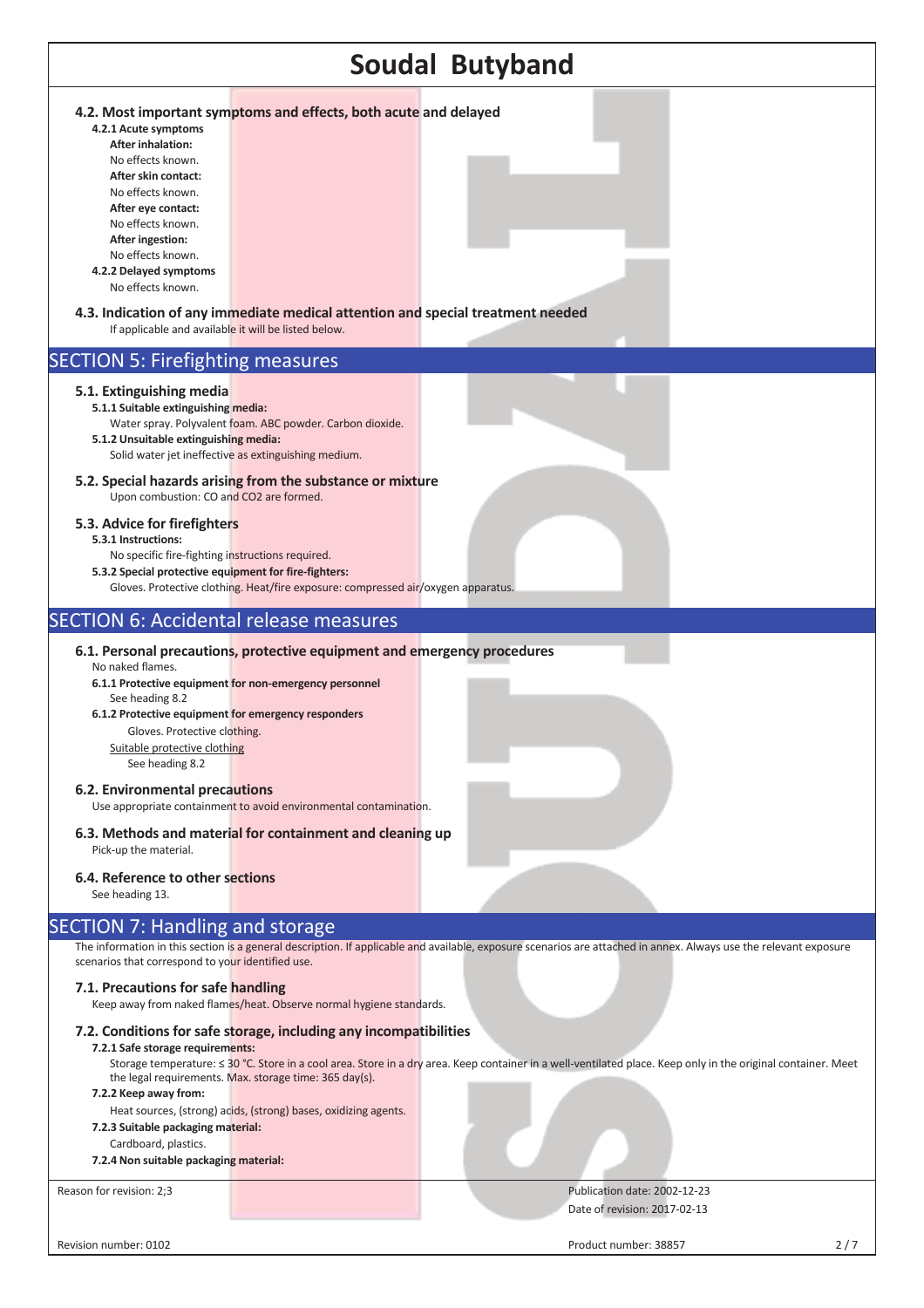### 4.2. Most important symptoms and effects, both acute and delayed

**4.2.1 Acute symptoms**

**After inhalation:**

No effects known.

**After skin contact:**

No effects known.

**After eye contact:**

No effects known.

**After ingestion:**

No effects known.

**4.2.2 Delayed symptoms**

No effects known.

### 4.3. Indication of any immediate medical attention and special treatment needed

If applicable and available it will be listed below.

## SECTION 5: Firefighting measures

### 5.1. Extinguishing media

**5.1.1 Suitable extinguishing media:**

Water spray. Polyvalent foam. ABC powder. Carbon dioxide.

**5.1.2 Unsuitable extinguishing media:**

Solid water jet ineffective as extinguishing medium.

### 5.2. Special hazards arising from the substance or mixture

Upon combustion: CO and $CO_2$ are formed.

### 5.3. Advice for firefighters

**5.3.1 Instructions:**

No specific fire-fighting instructions required.

**5.3.2 Special protective equipment for fire-fighters:**

Gloves. Protective clothing. Heat/fire exposure: compressed air/oxygen apparatus.

## SECTION 6: Accidental release measures

### 6.1. Personal precautions, protective equipment and emergency procedures

No naked flames.

**6.1.1 Protective equipment for non-emergency personnel**

See heading 8.2

**6.1.2 Protective equipment for emergency responders**

Gloves. Protective clothing.

Suitable protective clothing

See heading 8.2

### 6.2. Environmental precautions

Use appropriate containment to avoid environmental contamination.

### 6.3. Methods and material for containment and cleaning up

Pick-up the material.

### 6.4. Reference to other sections

See heading 13.

## SECTION 7: Handling and storage

The information in this section is a general description. If applicable and available, exposure scenarios are attached in annex. Always use the relevant exposure scenarios that correspond to your identified use.

### 7.1. Precautions for safe handling

Keep away from naked flames/heat. Observe normal hygiene standards.

### 7.2. Conditions for safe storage, including any incompatibilities

**7.2.1 Safe storage requirements:**

Storage temperature: ≤ 30 °C. Store in a cool area. Store in a dry area. Keep container in a well-ventilated place. Keep only in the original container. Meet the legal requirements. Max. storage time: 365 day(s).

**7.2.2 Keep away from:**

Heat sources, (strong) acids, (strong) bases, oxidizing agents.

**7.2.3 Suitable packaging material:**

Cardboard, plastics.

**7.2.4 Non suitable packaging material:**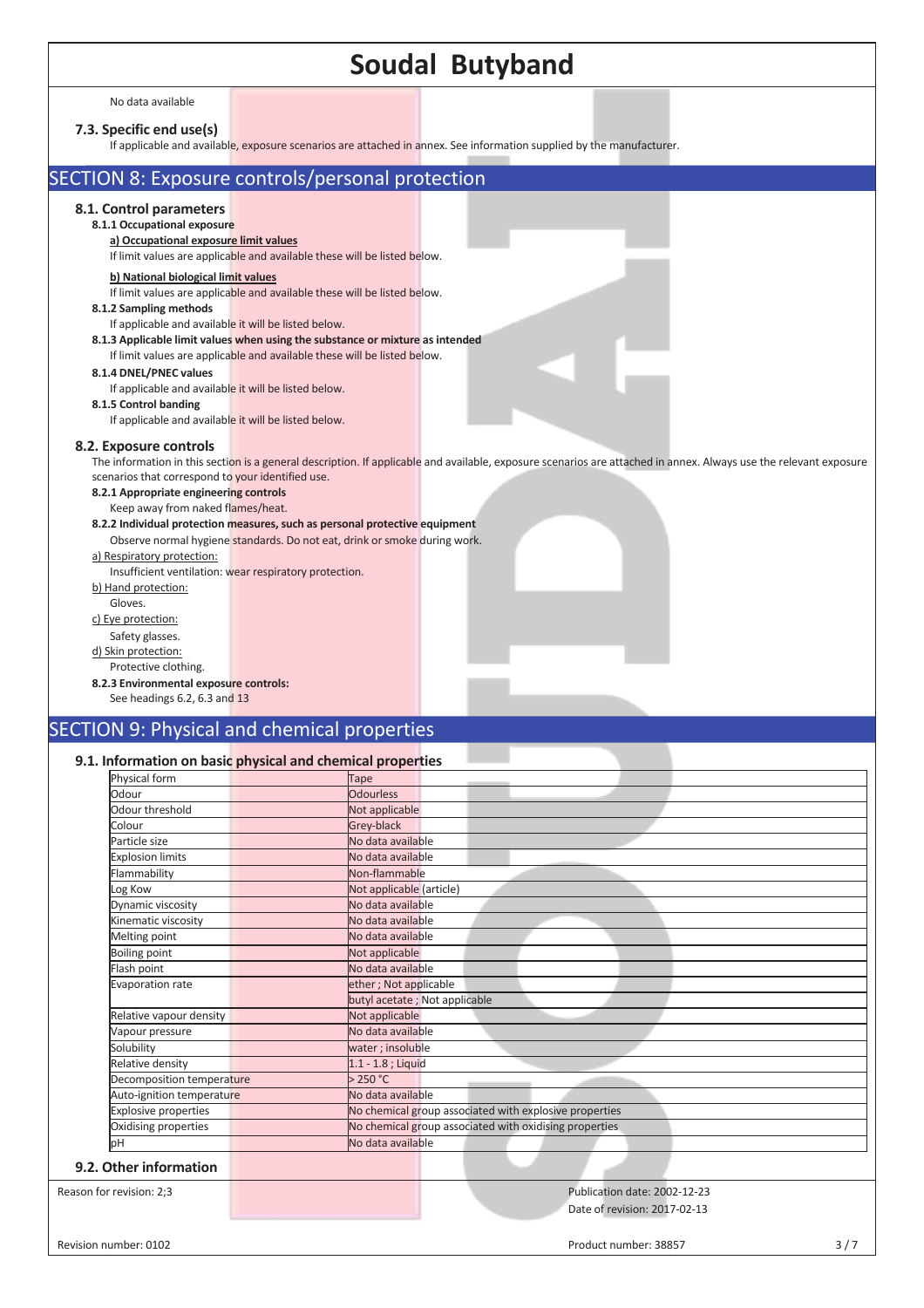No data available

### 7.3. Specific end use(s)

If applicable and available, exposure scenarios are attached in annex. See information supplied by the manufacturer.

## SECTION 8: Exposure controls/personal protection

### 8.1. Control parameters

**8.1.1 Occupational exposure**

**a) Occupational exposure limit values**

If limit values are applicable and available these will be listed below.

**b) National biological limit values**

If limit values are applicable and available these will be listed below.

**8.1.2 Sampling methods**

If applicable and available it will be listed below.

**8.1.3 Applicable limit values when using the substance or mixture as intended**

If limit values are applicable and available these will be listed below.

**8.1.4 DNEL/PNEC values**

If applicable and available it will be listed below.

**8.1.5 Control banding**

If applicable and available it will be listed below.

### 8.2. Exposure controls

The information in this section is a general description. If applicable and available, exposure scenarios are attached in annex. Always use the relevant exposure scenarios that correspond to your identified use.

**8.2.1 Appropriate engineering controls**

Keep away from naked flames/heat.

**8.2.2 Individual protection measures, such as personal protective equipment**

Observe normal hygiene standards. Do not eat, drink or smoke during work.

a) Respiratory protection:

Insufficient ventilation: wear respiratory protection.

b) Hand protection:

Gloves.

c) Eye protection:

Safety glasses.

d) Skin protection:

Protective clothing.

**8.2.3 Environmental exposure controls:**

See headings 6.2, 6.3 and 13

## SECTION 9: Physical and chemical properties

### 9.1. Information on basic physical and chemical properties

| Property | Value |
|---|---|
| Physical form | Tape |
| Odour | Odourless |
| Odour threshold | Not applicable |
| Colour | Grey-black |
| Particle size | No data available |
| Explosion limits | No data available |
| Flammability | Non-flammable |
| Log Kow | Not applicable (article) |
| Dynamic viscosity | No data available |
| Kinematic viscosity | No data available |
| Melting point | No data available |
| Boiling point | Not applicable |
| Flash point | No data available |
| Evaporation rate | ether ; Not applicable |
| | butyl acetate ; Not applicable |
| Relative vapour density | Not applicable |
| Vapour pressure | No data available |
| Solubility | water ; insoluble |
| Relative density | 1.1 - 1.8 ; Liquid |
| Decomposition temperature | > 250 °C |
| Auto-ignition temperature | No data available |
| Explosive properties | No chemical group associated with explosive properties |
| Oxidising properties | No chemical group associated with oxidising properties |
| pH | No data available |

### 9.2. Other information

Reason for revision: 2;3

Publication date: 2002-12-23

Date of revision: 2017-02-13

Revision number: 0102

Product number: 38857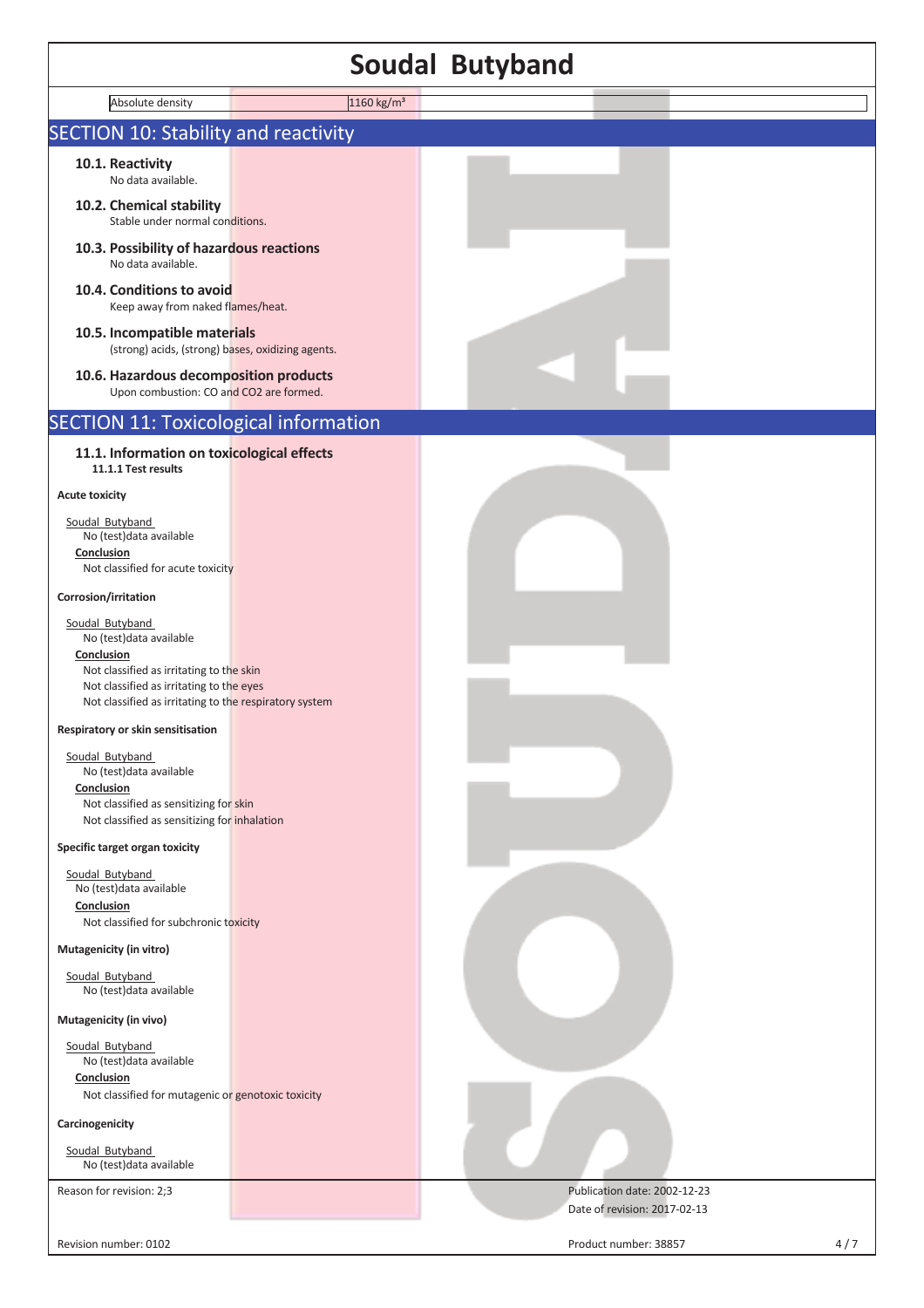| Absolute density | 1160 kg/m³ |
|---|---|

## SECTION 10: Stability and reactivity

### 10.1. Reactivity
No data available.

### 10.2. Chemical stability
Stable under normal conditions.

### 10.3. Possibility of hazardous reactions
No data available.

### 10.4. Conditions to avoid
Keep away from naked flames/heat.

### 10.5. Incompatible materials
(strong) acids, (strong) bases, oxidizing agents.

### 10.6. Hazardous decomposition products
Upon combustion: CO and $CO_2$ are formed.

## SECTION 11: Toxicological information

### 11.1. Information on toxicological effects

**11.1.1 Test results**

**Acute toxicity**

Soudal Butyband
No (test)data available
**Conclusion**
Not classified for acute toxicity

**Corrosion/irritation**

Soudal Butyband
No (test)data available
**Conclusion**
Not classified as irritating to the skin
Not classified as irritating to the eyes
Not classified as irritating to the respiratory system

**Respiratory or skin sensitisation**

Soudal Butyband
No (test)data available
**Conclusion**
Not classified as sensitizing for skin
Not classified as sensitizing for inhalation

**Specific target organ toxicity**

Soudal Butyband
No (test)data available
**Conclusion**
Not classified for subchronic toxicity

**Mutagenicity (in vitro)**

Soudal Butyband
No (test)data available

**Mutagenicity (in vivo)**

Soudal Butyband
No (test)data available
**Conclusion**
Not classified for mutagenic or genotoxic toxicity

**Carcinogenicity**

Soudal Butyband
No (test)data available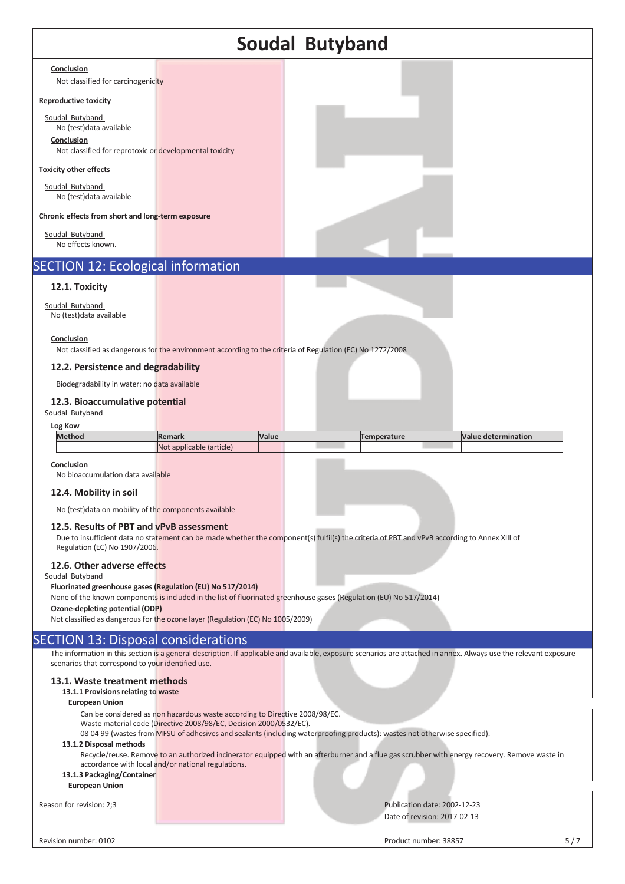**Conclusion**

Not classified for carcinogenicity

**Reproductive toxicity**

Soudal Butyband

No (test)data available

**Conclusion**

Not classified for reprotoxic or developmental toxicity

**Toxicity other effects**

Soudal Butyband

No (test)data available

**Chronic effects from short and long-term exposure**

Soudal Butyband

No effects known.

## SECTION 12: Ecological information

### 12.1. Toxicity

Soudal Butyband

No (test)data available

**Conclusion**

Not classified as dangerous for the environment according to the criteria of Regulation (EC) No 1272/2008

### 12.2. Persistence and degradability

Biodegradability in water: no data available

### 12.3. Bioaccumulative potential

Soudal Butyband

**Log Kow**

| Method | Remark | Value | Temperature | Value determination |
|---|---|---|---|---|
| | Not applicable (article) | | | |

**Conclusion**

No bioaccumulation data available

### 12.4. Mobility in soil

No (test)data on mobility of the components available

### 12.5. Results of PBT and vPvB assessment

Due to insufficient data no statement can be made whether the component(s) fulfil(s) the criteria of PBT and vPvB according to Annex XIII of Regulation (EC) No 1907/2006.

### 12.6. Other adverse effects

Soudal Butyband

**Fluorinated greenhouse gases (Regulation (EU) No 517/2014)**

None of the known components is included in the list of fluorinated greenhouse gases (Regulation (EU) No 517/2014)

**Ozone-depleting potential (ODP)**

Not classified as dangerous for the ozone layer (Regulation (EC) No 1005/2009)

## SECTION 13: Disposal considerations

The information in this section is a general description. If applicable and available, exposure scenarios are attached in annex. Always use the relevant exposure scenarios that correspond to your identified use.

### 13.1. Waste treatment methods

**13.1.1 Provisions relating to waste**

**European Union**

Can be considered as non hazardous waste according to Directive 2008/98/EC.
Waste material code (Directive 2008/98/EC, Decision 2000/0532/EC).
08 04 99 (wastes from MFSU of adhesives and sealants (including waterproofing products): wastes not otherwise specified).

**13.1.2 Disposal methods**

Recycle/reuse. Remove to an authorized incinerator equipped with an afterburner and a flue gas scrubber with energy recovery. Remove waste in accordance with local and/or national regulations.

**13.1.3 Packaging/Container**

**European Union**

Reason for revision: 2;3

Publication date: 2002-12-23

Date of revision: 2017-02-13

Revision number: 0102

Product number: 38857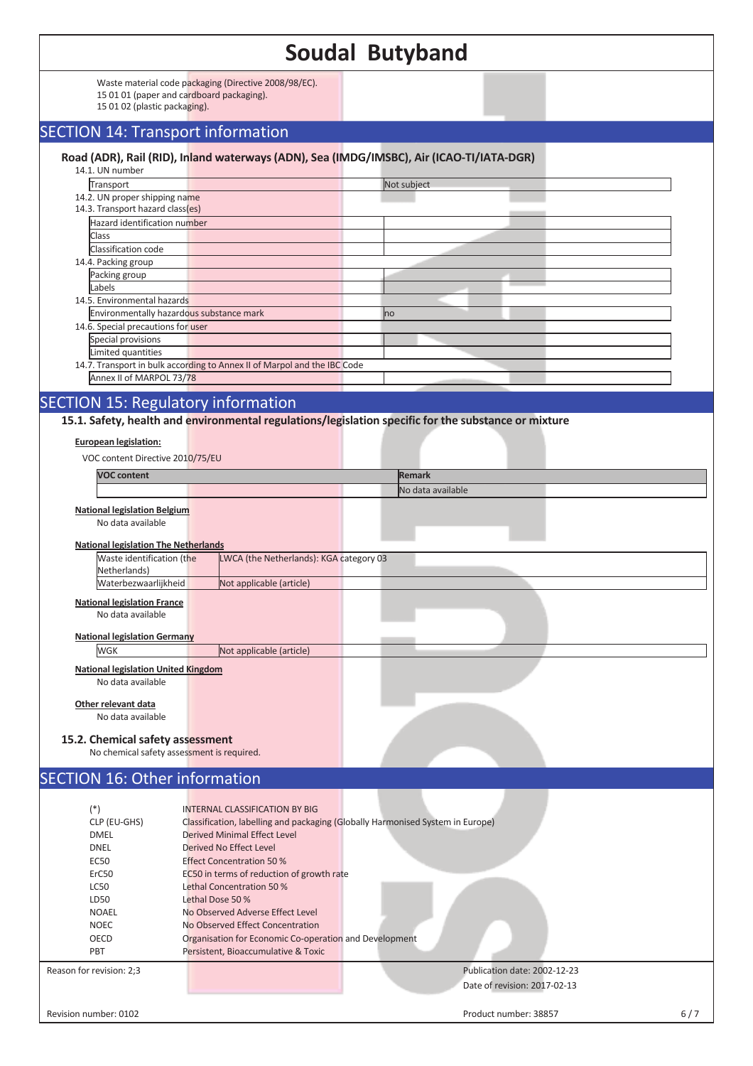Waste material code packaging (Directive 2008/98/EC).
15 01 01 (paper and cardboard packaging).
15 01 02 (plastic packaging).

## SECTION 14: Transport information

### Road (ADR), Rail (RID), Inland waterways (ADN), Sea (IMDG/IMSBC), Air (ICAO-TI/IATA-DGR)

14.1. UN number

| Transport | Not subject |
|---|---|

14.2. UN proper shipping name
14.3. Transport hazard class(es)

| Hazard identification number | |
|---|---|
| Class | |
| Classification code | |

14.4. Packing group

| Packing group | |
|---|---|
| Labels | |

14.5. Environmental hazards

| Environmentally hazardous substance mark | no |
|---|---|

14.6. Special precautions for user

| Special provisions | |
|---|---|
| Limited quantities | |

14.7. Transport in bulk according to Annex II of Marpol and the IBC Code

| Annex II of MARPOL 73/78 | |
|---|---|

## SECTION 15: Regulatory information

### 15.1. Safety, health and environmental regulations/legislation specific for the substance or mixture

**European legislation:**

VOC content Directive 2010/75/EU

| VOC content | Remark |
|---|---|
| | No data available |

**National legislation Belgium**

No data available

**National legislation The Netherlands**

| Waste identification (the Netherlands) | LWCA (the Netherlands): KGA category 03 |
|---|---|
| Waterbezwaarlijkheid | Not applicable (article) |

**National legislation France**

No data available

**National legislation Germany**

| WGK | Not applicable (article) |
|---|---|

**National legislation United Kingdom**

No data available

**Other relevant data**

No data available

### 15.2. Chemical safety assessment

No chemical safety assessment is required.

## SECTION 16: Other information

| | |
|---|---|
| (*) | INTERNAL CLASSIFICATION BY BIG |
| CLP (EU-GHS) | Classification, labelling and packaging (Globally Harmonised System in Europe) |
| DMEL | Derived Minimal Effect Level |
| DNEL | Derived No Effect Level |
| EC50 | Effect Concentration 50 % |
| ErC50 | EC50 in terms of reduction of growth rate |
| LC50 | Lethal Concentration 50 % |
| LD50 | Lethal Dose 50 % |
| NOAEL | No Observed Adverse Effect Level |
| NOEC | No Observed Effect Concentration |
| OECD | Organisation for Economic Co-operation and Development |
| PBT | Persistent, Bioaccumulative & Toxic |

Reason for revision: 2;3

Publication date: 2002-12-23
Date of revision: 2017-02-13

Revision number: 0102
Product number: 38857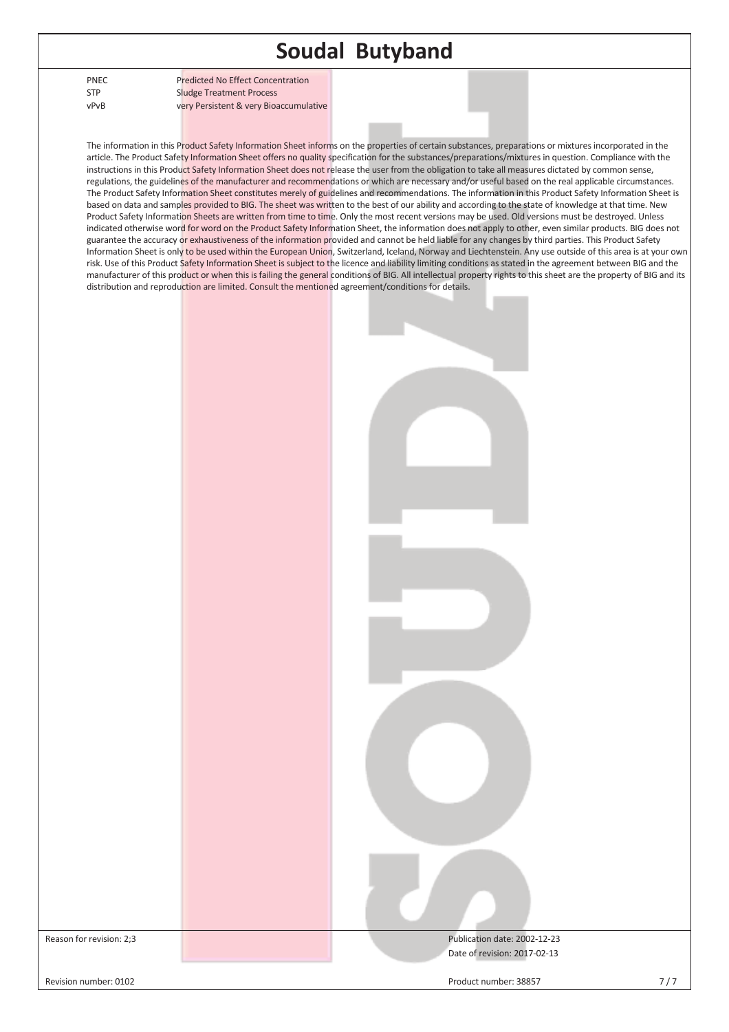| | |
|---|---|
| PNEC | Predicted No Effect Concentration |
| STP | Sludge Treatment Process |
| vPvB | very Persistent & very Bioaccumulative |

The information in this Product Safety Information Sheet informs on the properties of certain substances, preparations or mixtures incorporated in the article. The Product Safety Information Sheet offers no quality specification for the substances/preparations/mixtures in question. Compliance with the instructions in this Product Safety Information Sheet does not release the user from the obligation to take all measures dictated by common sense, regulations, the guidelines of the manufacturer and recommendations or which are necessary and/or useful based on the real applicable circumstances. The Product Safety Information Sheet constitutes merely of guidelines and recommendations. The information in this Product Safety Information Sheet is based on data and samples provided to BIG. The sheet was written to the best of our ability and according to the state of knowledge at that time. New Product Safety Information Sheets are written from time to time. Only the most recent versions may be used. Old versions must be destroyed. Unless indicated otherwise word for word on the Product Safety Information Sheet, the information does not apply to other, even similar products. BIG does not guarantee the accuracy or exhaustiveness of the information provided and cannot be held liable for any changes by third parties. This Product Safety Information Sheet is only to be used within the European Union, Switzerland, Iceland, Norway and Liechtenstein. Any use outside of this area is at your own risk. Use of this Product Safety Information Sheet is subject to the licence and liability limiting conditions as stated in the agreement between BIG and the manufacturer of this product or when this is failing the general conditions of BIG. All intellectual property rights to this sheet are the property of BIG and its distribution and reproduction are limited. Consult the mentioned agreement/conditions for details.